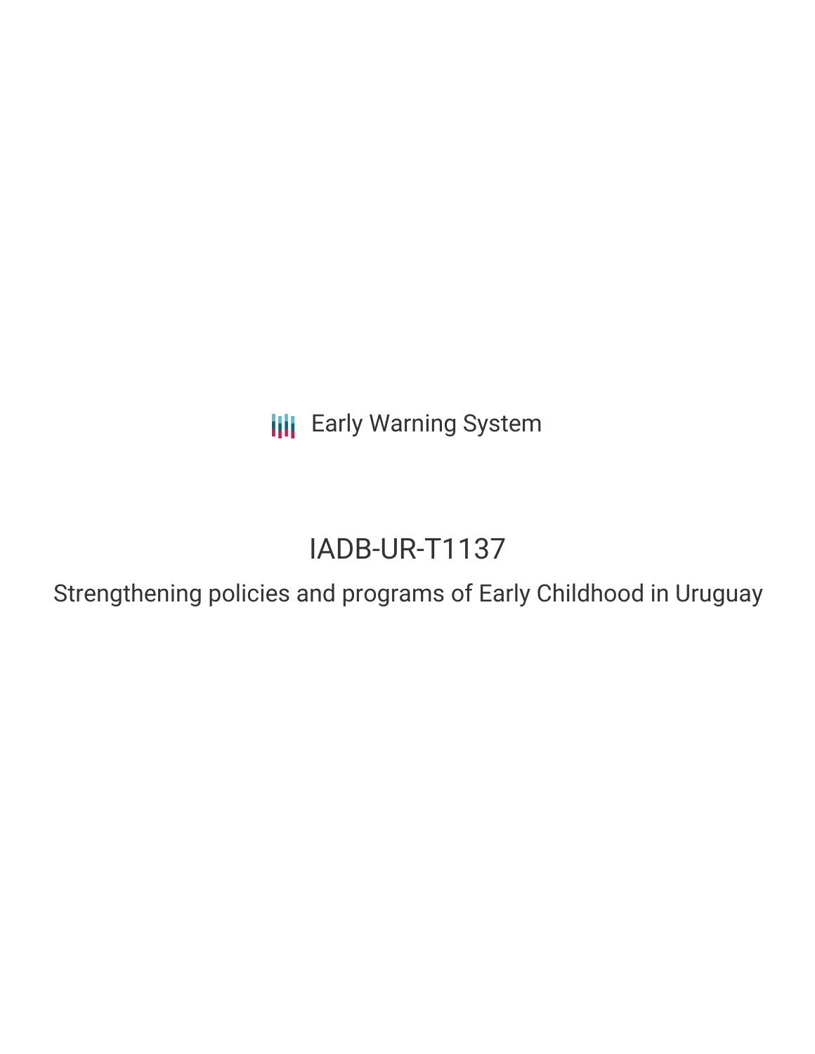Early Warning System

# IADB-UR-T1137

## Strengthening policies and programs of Early Childhood in Uruguay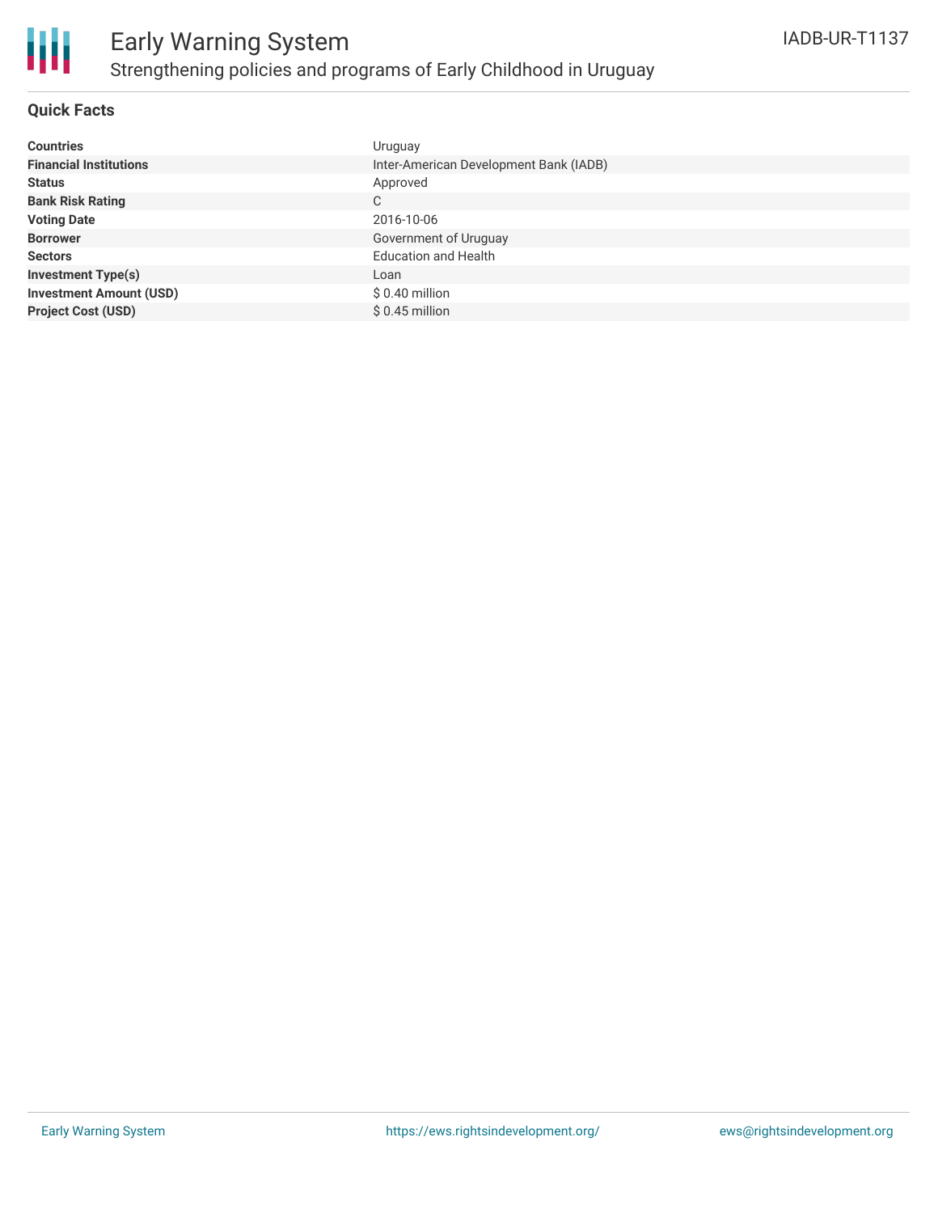# Early Warning System

## Strengthening policies and programs of Early Childhood in Uruguay

IADB-UR-T1137

### Quick Facts

| | |
|---|---|
| **Countries** | Uruguay |
| **Financial Institutions** | Inter-American Development Bank (IADB) |
| **Status** | Approved |
| **Bank Risk Rating** | C |
| **Voting Date** | 2016-10-06 |
| **Borrower** | Government of Uruguay |
| **Sectors** | Education and Health |
| **Investment Type(s)** | Loan |
| **Investment Amount (USD)** | $ 0.40 million |
| **Project Cost (USD)** | $ 0.45 million |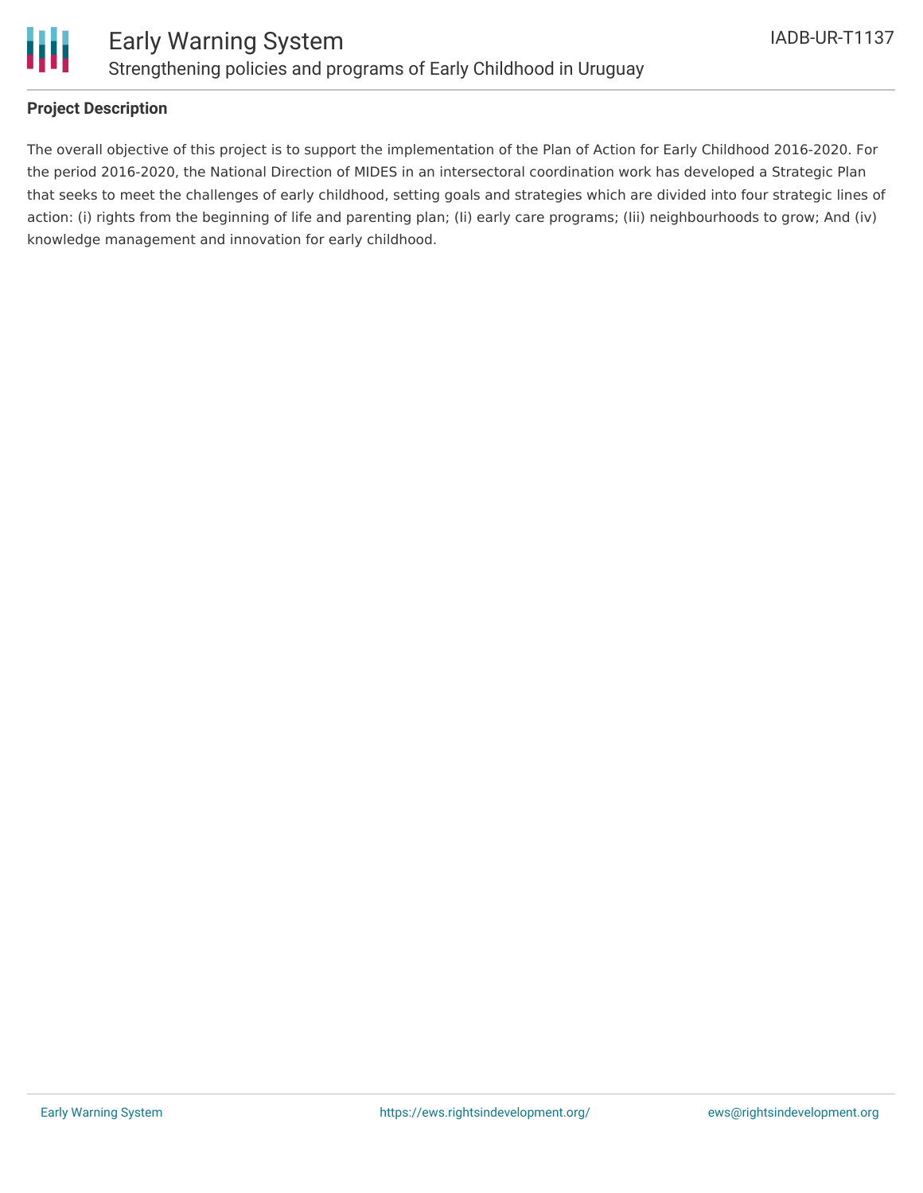**Project Description**

The overall objective of this project is to support the implementation of the Plan of Action for Early Childhood 2016-2020. For the period 2016-2020, the National Direction of MIDES in an intersectoral coordination work has developed a Strategic Plan that seeks to meet the challenges of early childhood, setting goals and strategies which are divided into four strategic lines of action: (i) rights from the beginning of life and parenting plan; (Ii) early care programs; (Iii) neighbourhoods to grow; And (iv) knowledge management and innovation for early childhood.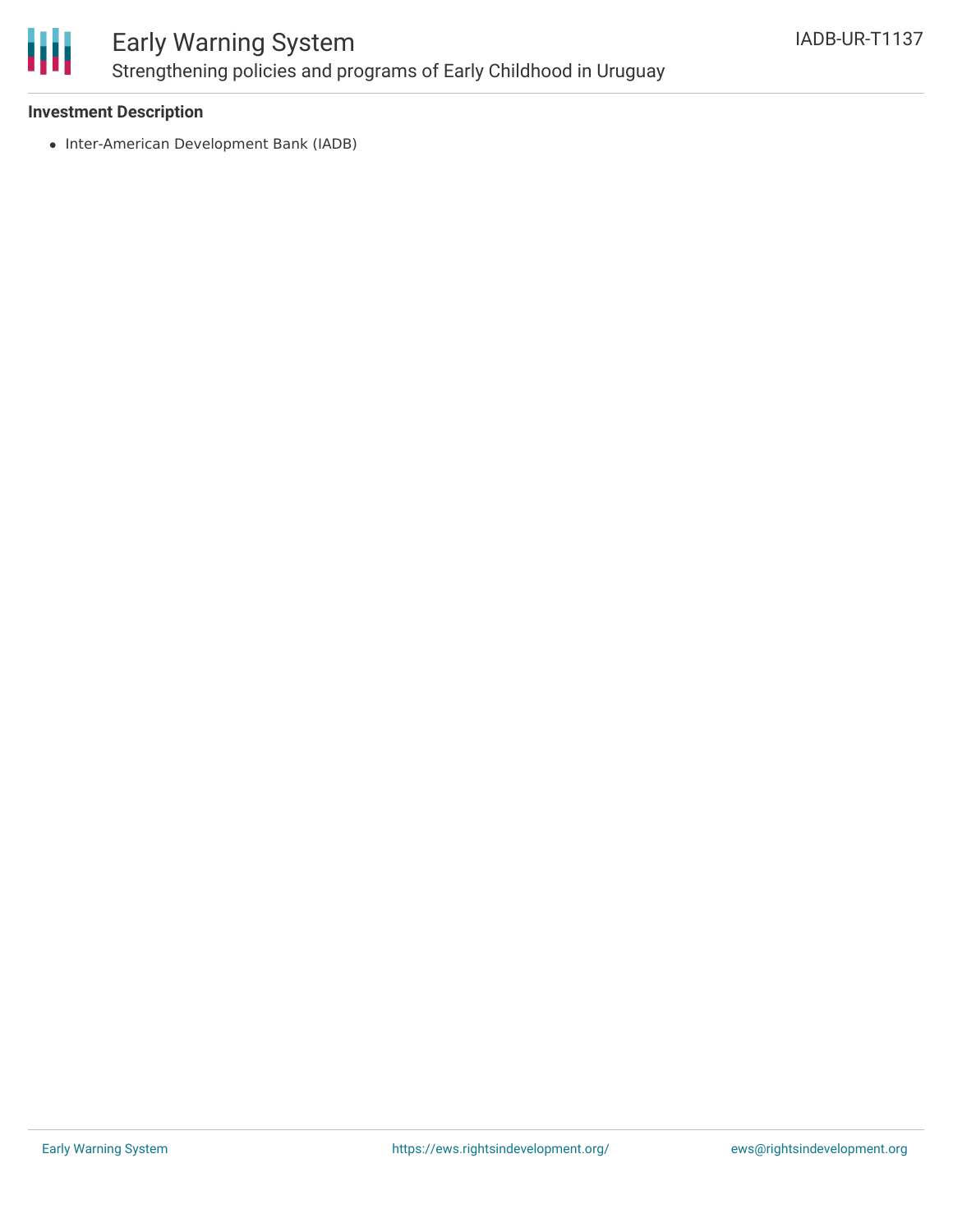### Investment Description

- Inter-American Development Bank (IADB)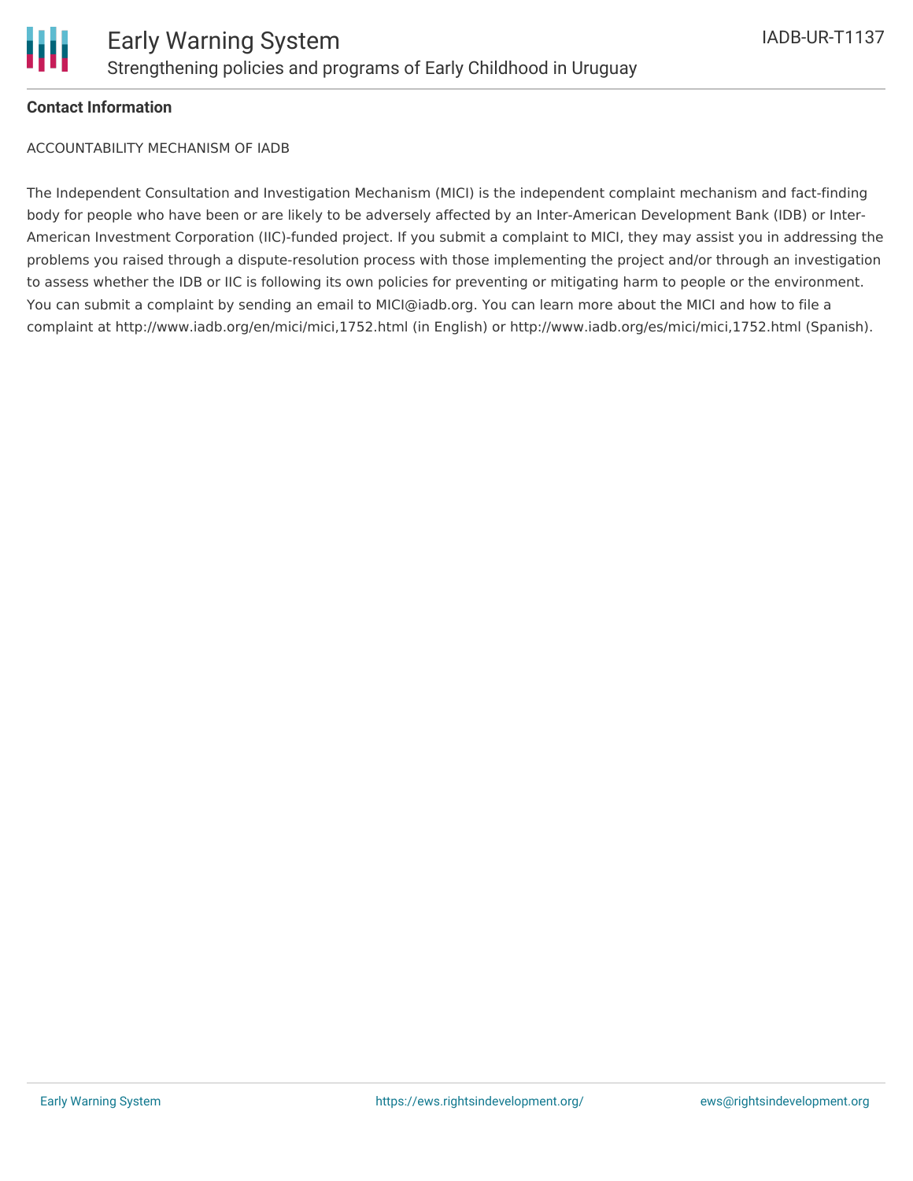**Contact Information**

ACCOUNTABILITY MECHANISM OF IADB

The Independent Consultation and Investigation Mechanism (MICI) is the independent complaint mechanism and fact-finding body for people who have been or are likely to be adversely affected by an Inter-American Development Bank (IDB) or Inter-American Investment Corporation (IIC)-funded project. If you submit a complaint to MICI, they may assist you in addressing the problems you raised through a dispute-resolution process with those implementing the project and/or through an investigation to assess whether the IDB or IIC is following its own policies for preventing or mitigating harm to people or the environment. You can submit a complaint by sending an email to MICI@iadb.org. You can learn more about the MICI and how to file a complaint at http://www.iadb.org/en/mici/mici,1752.html (in English) or http://www.iadb.org/es/mici/mici,1752.html (Spanish).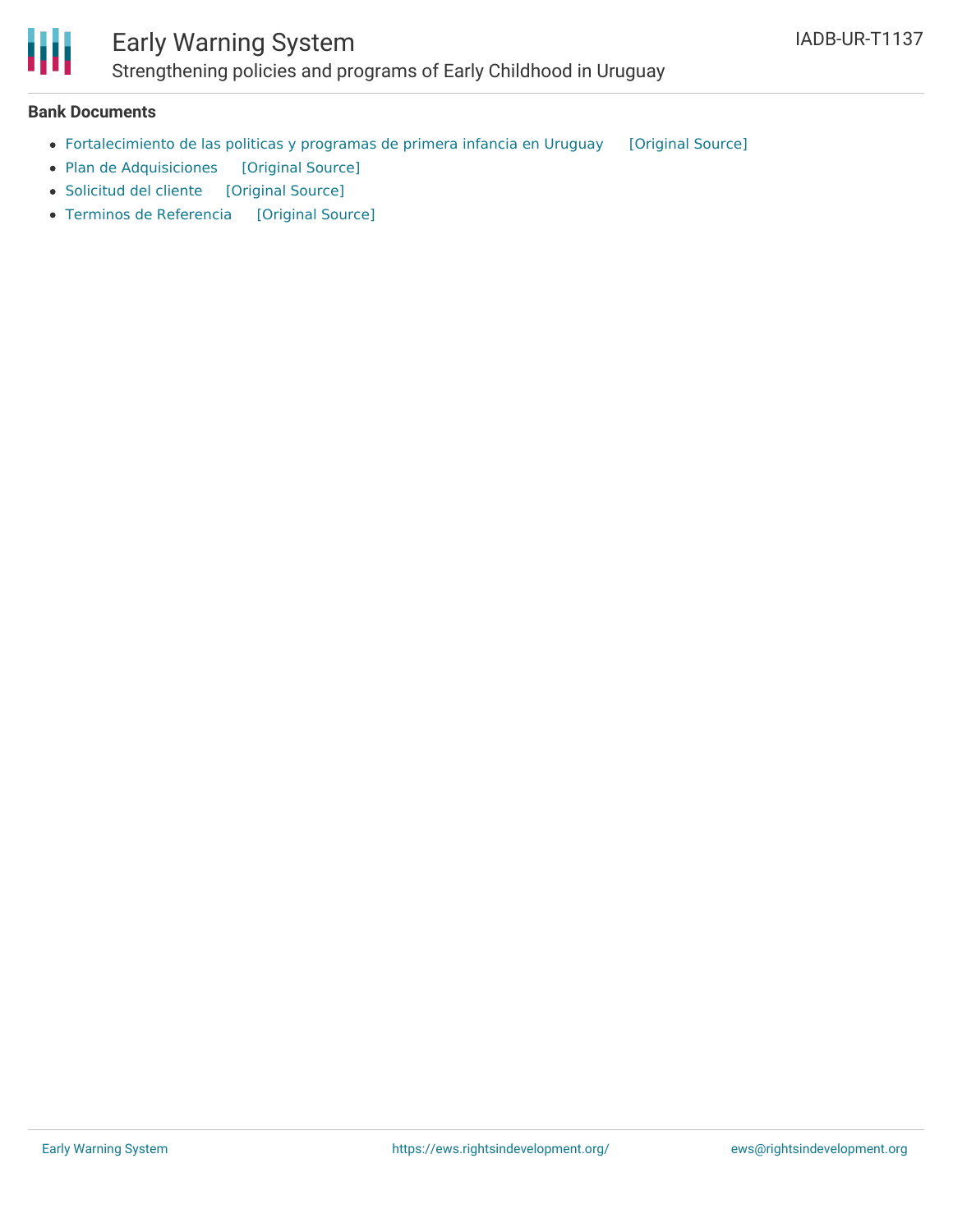**Bank Documents**

- Fortalecimiento de las politicas y programas de primera infancia en Uruguay [Original Source]
- Plan de Adquisiciones [Original Source]
- Solicitud del cliente [Original Source]
- Terminos de Referencia [Original Source]